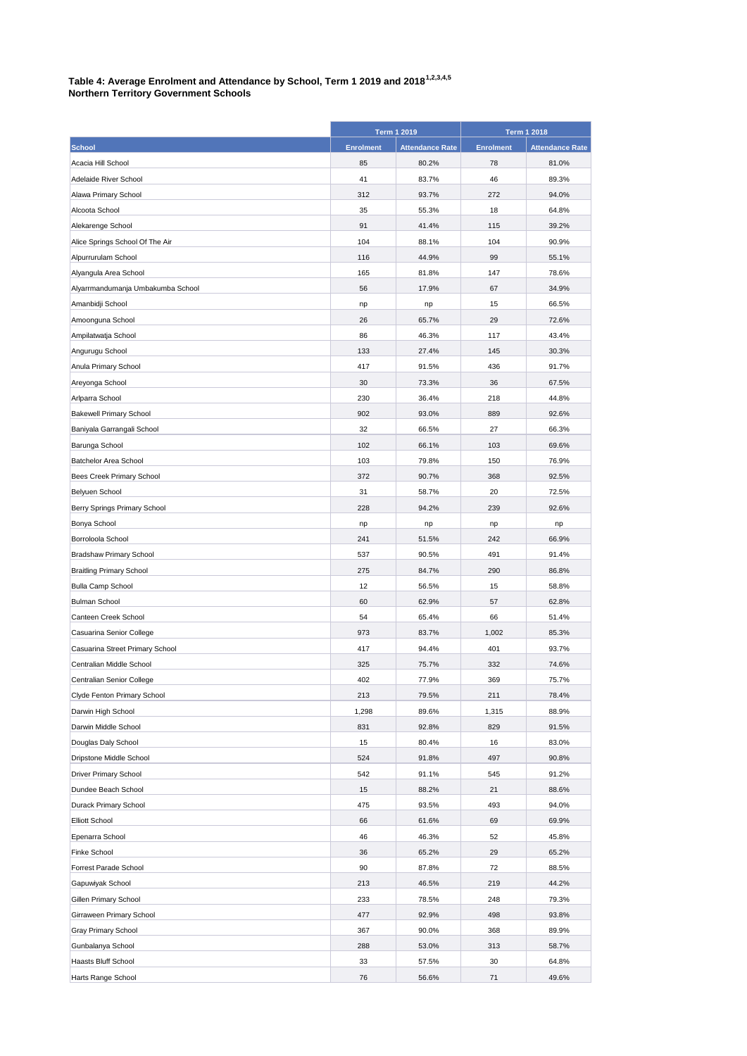**Table 4: Average Enrolment and Attendance by School, Term 1 2019 and 2018[1,2,3,4,5]**
**Northern Territory Government Schools**

| | Term 1 2019 | | Term 1 2018 | |
|---|---|---|---|---|
| **School** | **Enrolment** | **Attendance Rate** | **Enrolment** | **Attendance Rate** |
| Acacia Hill School | 85 | 80.2% | 78 | 81.0% |
| Adelaide River School | 41 | 83.7% | 46 | 89.3% |
| Alawa Primary School | 312 | 93.7% | 272 | 94.0% |
| Alcoota School | 35 | 55.3% | 18 | 64.8% |
| Alekarenge School | 91 | 41.4% | 115 | 39.2% |
| Alice Springs School Of The Air | 104 | 88.1% | 104 | 90.9% |
| Alpurrurulam School | 116 | 44.9% | 99 | 55.1% |
| Alyangula Area School | 165 | 81.8% | 147 | 78.6% |
| Alyarrmandumanja Umbakumba School | 56 | 17.9% | 67 | 34.9% |
| Amanbidji School | np | np | 15 | 66.5% |
| Amoonguna School | 26 | 65.7% | 29 | 72.6% |
| Ampilatwatja School | 86 | 46.3% | 117 | 43.4% |
| Angurugu School | 133 | 27.4% | 145 | 30.3% |
| Anula Primary School | 417 | 91.5% | 436 | 91.7% |
| Areyonga School | 30 | 73.3% | 36 | 67.5% |
| Arlparra School | 230 | 36.4% | 218 | 44.8% |
| Bakewell Primary School | 902 | 93.0% | 889 | 92.6% |
| Baniyala Garrangali School | 32 | 66.5% | 27 | 66.3% |
| Barunga School | 102 | 66.1% | 103 | 69.6% |
| Batchelor Area School | 103 | 79.8% | 150 | 76.9% |
| Bees Creek Primary School | 372 | 90.7% | 368 | 92.5% |
| Belyuen School | 31 | 58.7% | 20 | 72.5% |
| Berry Springs Primary School | 228 | 94.2% | 239 | 92.6% |
| Bonya School | np | np | np | np |
| Borroloola School | 241 | 51.5% | 242 | 66.9% |
| Bradshaw Primary School | 537 | 90.5% | 491 | 91.4% |
| Braitling Primary School | 275 | 84.7% | 290 | 86.8% |
| Bulla Camp School | 12 | 56.5% | 15 | 58.8% |
| Bulman School | 60 | 62.9% | 57 | 62.8% |
| Canteen Creek School | 54 | 65.4% | 66 | 51.4% |
| Casuarina Senior College | 973 | 83.7% | 1,002 | 85.3% |
| Casuarina Street Primary School | 417 | 94.4% | 401 | 93.7% |
| Centralian Middle School | 325 | 75.7% | 332 | 74.6% |
| Centralian Senior College | 402 | 77.9% | 369 | 75.7% |
| Clyde Fenton Primary School | 213 | 79.5% | 211 | 78.4% |
| Darwin High School | 1,298 | 89.6% | 1,315 | 88.9% |
| Darwin Middle School | 831 | 92.8% | 829 | 91.5% |
| Douglas Daly School | 15 | 80.4% | 16 | 83.0% |
| Dripstone Middle School | 524 | 91.8% | 497 | 90.8% |
| Driver Primary School | 542 | 91.1% | 545 | 91.2% |
| Dundee Beach School | 15 | 88.2% | 21 | 88.6% |
| Durack Primary School | 475 | 93.5% | 493 | 94.0% |
| Elliott School | 66 | 61.6% | 69 | 69.9% |
| Epenarra School | 46 | 46.3% | 52 | 45.8% |
| Finke School | 36 | 65.2% | 29 | 65.2% |
| Forrest Parade School | 90 | 87.8% | 72 | 88.5% |
| Gapuwiyak School | 213 | 46.5% | 219 | 44.2% |
| Gillen Primary School | 233 | 78.5% | 248 | 79.3% |
| Girraween Primary School | 477 | 92.9% | 498 | 93.8% |
| Gray Primary School | 367 | 90.0% | 368 | 89.9% |
| Gunbalanya School | 288 | 53.0% | 313 | 58.7% |
| Haasts Bluff School | 33 | 57.5% | 30 | 64.8% |
| Harts Range School | 76 | 56.6% | 71 | 49.6% |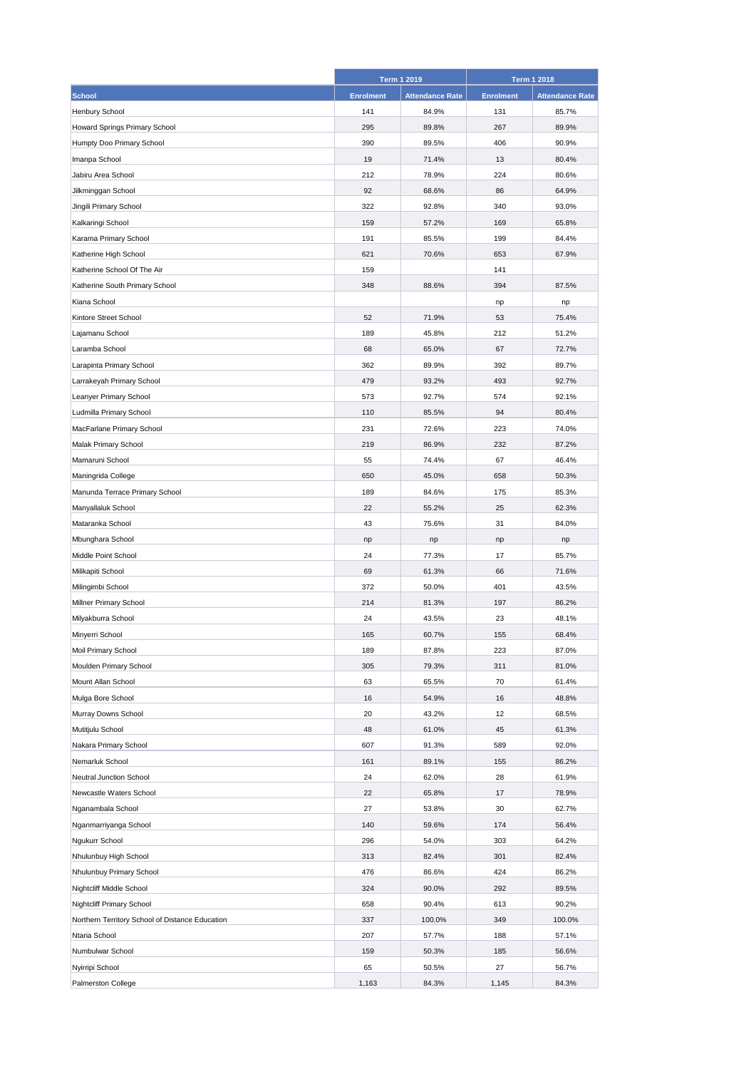| School | Term 1 2019 | | Term 1 2018 | |
|---|---|---|---|---|
| | Enrolment | Attendance Rate | Enrolment | Attendance Rate |
| Henbury School | 141 | 84.9% | 131 | 85.7% |
| Howard Springs Primary School | 295 | 89.8% | 267 | 89.9% |
| Humpty Doo Primary School | 390 | 89.5% | 406 | 90.9% |
| Imanpa School | 19 | 71.4% | 13 | 80.4% |
| Jabiru Area School | 212 | 78.9% | 224 | 80.6% |
| Jilkminggan School | 92 | 68.6% | 86 | 64.9% |
| Jingili Primary School | 322 | 92.8% | 340 | 93.0% |
| Kalkaringi School | 159 | 57.2% | 169 | 65.8% |
| Karama Primary School | 191 | 85.5% | 199 | 84.4% |
| Katherine High School | 621 | 70.6% | 653 | 67.9% |
| Katherine School Of The Air | 159 | | 141 | |
| Katherine South Primary School | 348 | 88.6% | 394 | 87.5% |
| Kiana School | | | np | np |
| Kintore Street School | 52 | 71.9% | 53 | 75.4% |
| Lajamanu School | 189 | 45.8% | 212 | 51.2% |
| Laramba School | 68 | 65.0% | 67 | 72.7% |
| Larapinta Primary School | 362 | 89.9% | 392 | 89.7% |
| Larrakeyah Primary School | 479 | 93.2% | 493 | 92.7% |
| Leanyer Primary School | 573 | 92.7% | 574 | 92.1% |
| Ludmilla Primary School | 110 | 85.5% | 94 | 80.4% |
| MacFarlane Primary School | 231 | 72.6% | 223 | 74.0% |
| Malak Primary School | 219 | 86.9% | 232 | 87.2% |
| Mamaruni School | 55 | 74.4% | 67 | 46.4% |
| Maningrida College | 650 | 45.0% | 658 | 50.3% |
| Manunda Terrace Primary School | 189 | 84.6% | 175 | 85.3% |
| Manyallaluk School | 22 | 55.2% | 25 | 62.3% |
| Mataranka School | 43 | 75.6% | 31 | 84.0% |
| Mbunghara School | np | np | np | np |
| Middle Point School | 24 | 77.3% | 17 | 85.7% |
| Milikapiti School | 69 | 61.3% | 66 | 71.6% |
| Milingimbi School | 372 | 50.0% | 401 | 43.5% |
| Millner Primary School | 214 | 81.3% | 197 | 86.2% |
| Milyakburra School | 24 | 43.5% | 23 | 48.1% |
| Minyerri School | 165 | 60.7% | 155 | 68.4% |
| Moil Primary School | 189 | 87.8% | 223 | 87.0% |
| Moulden Primary School | 305 | 79.3% | 311 | 81.0% |
| Mount Allan School | 63 | 65.5% | 70 | 61.4% |
| Mulga Bore School | 16 | 54.9% | 16 | 48.8% |
| Murray Downs School | 20 | 43.2% | 12 | 68.5% |
| Mutitjulu School | 48 | 61.0% | 45 | 61.3% |
| Nakara Primary School | 607 | 91.3% | 589 | 92.0% |
| Nemarluk School | 161 | 89.1% | 155 | 86.2% |
| Neutral Junction School | 24 | 62.0% | 28 | 61.9% |
| Newcastle Waters School | 22 | 65.8% | 17 | 78.9% |
| Nganambala School | 27 | 53.8% | 30 | 62.7% |
| Nganmarriyanga School | 140 | 59.6% | 174 | 56.4% |
| Ngukurr School | 296 | 54.0% | 303 | 64.2% |
| Nhulunbuy High School | 313 | 82.4% | 301 | 82.4% |
| Nhulunbuy Primary School | 476 | 86.6% | 424 | 86.2% |
| Nightcliff Middle School | 324 | 90.0% | 292 | 89.5% |
| Nightcliff Primary School | 658 | 90.4% | 613 | 90.2% |
| Northern Territory School of Distance Education | 337 | 100.0% | 349 | 100.0% |
| Ntaria School | 207 | 57.7% | 188 | 57.1% |
| Numbulwar School | 159 | 50.3% | 185 | 56.6% |
| Nyirripi School | 65 | 50.5% | 27 | 56.7% |
| Palmerston College | 1,163 | 84.3% | 1,145 | 84.3% |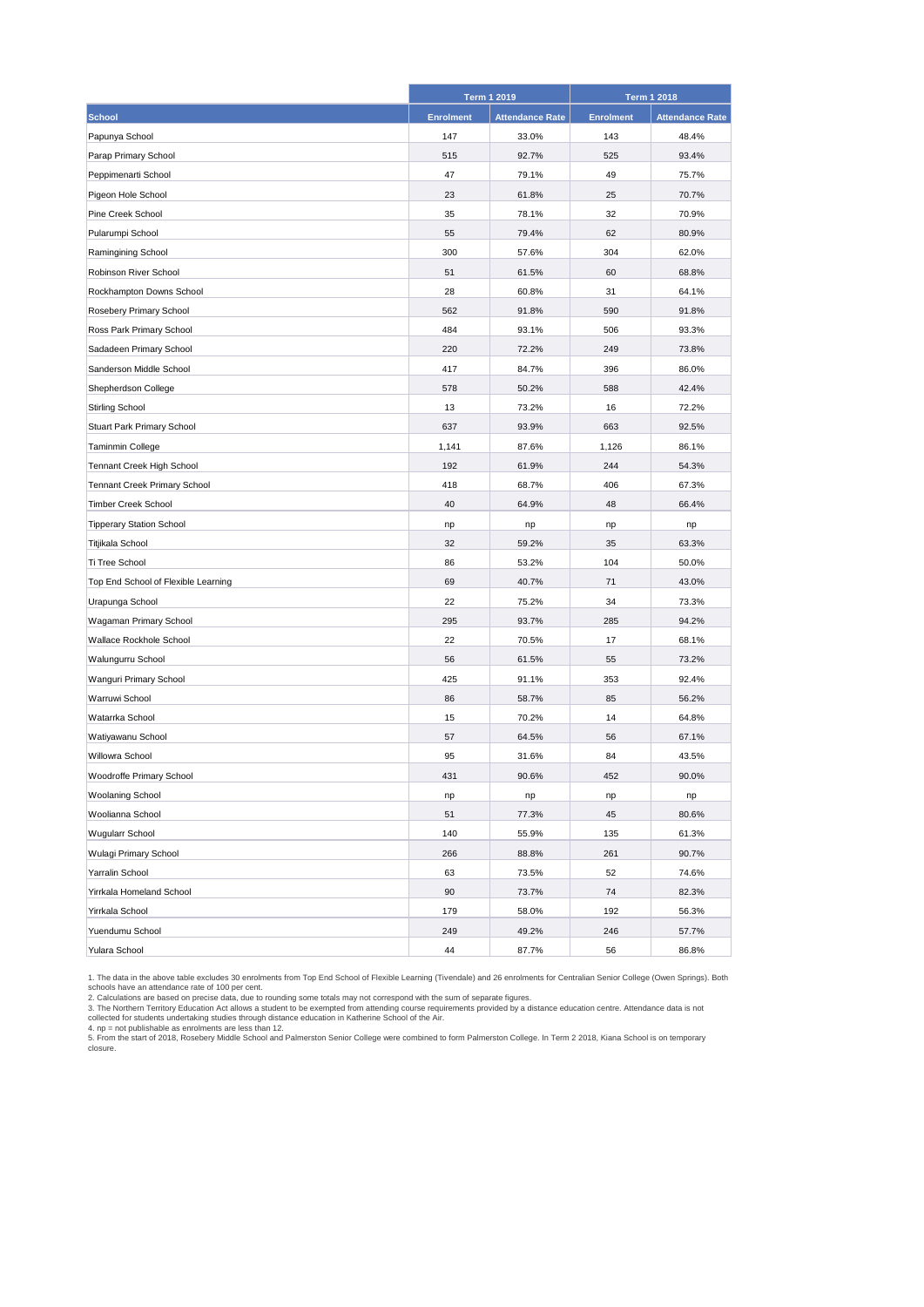| School | Term 1 2019 | | Term 1 2018 | |
|---|---|---|---|---|
| | Enrolment | Attendance Rate | Enrolment | Attendance Rate |
| Papunya School | 147 | 33.0% | 143 | 48.4% |
| Parap Primary School | 515 | 92.7% | 525 | 93.4% |
| Peppimenarti School | 47 | 79.1% | 49 | 75.7% |
| Pigeon Hole School | 23 | 61.8% | 25 | 70.7% |
| Pine Creek School | 35 | 78.1% | 32 | 70.9% |
| Pularumpi School | 55 | 79.4% | 62 | 80.9% |
| Ramingining School | 300 | 57.6% | 304 | 62.0% |
| Robinson River School | 51 | 61.5% | 60 | 68.8% |
| Rockhampton Downs School | 28 | 60.8% | 31 | 64.1% |
| Rosebery Primary School | 562 | 91.8% | 590 | 91.8% |
| Ross Park Primary School | 484 | 93.1% | 506 | 93.3% |
| Sadadeen Primary School | 220 | 72.2% | 249 | 73.8% |
| Sanderson Middle School | 417 | 84.7% | 396 | 86.0% |
| Shepherdson College | 578 | 50.2% | 588 | 42.4% |
| Stirling School | 13 | 73.2% | 16 | 72.2% |
| Stuart Park Primary School | 637 | 93.9% | 663 | 92.5% |
| Taminmin College | 1,141 | 87.6% | 1,126 | 86.1% |
| Tennant Creek High School | 192 | 61.9% | 244 | 54.3% |
| Tennant Creek Primary School | 418 | 68.7% | 406 | 67.3% |
| Timber Creek School | 40 | 64.9% | 48 | 66.4% |
| Tipperary Station School | np | np | np | np |
| Titjikala School | 32 | 59.2% | 35 | 63.3% |
| Ti Tree School | 86 | 53.2% | 104 | 50.0% |
| Top End School of Flexible Learning | 69 | 40.7% | 71 | 43.0% |
| Urapunga School | 22 | 75.2% | 34 | 73.3% |
| Wagaman Primary School | 295 | 93.7% | 285 | 94.2% |
| Wallace Rockhole School | 22 | 70.5% | 17 | 68.1% |
| Walungurru School | 56 | 61.5% | 55 | 73.2% |
| Wanguri Primary School | 425 | 91.1% | 353 | 92.4% |
| Warruwi School | 86 | 58.7% | 85 | 56.2% |
| Watarrka School | 15 | 70.2% | 14 | 64.8% |
| Watiyawanu School | 57 | 64.5% | 56 | 67.1% |
| Willowra School | 95 | 31.6% | 84 | 43.5% |
| Woodroffe Primary School | 431 | 90.6% | 452 | 90.0% |
| Woolaning School | np | np | np | np |
| Woolianna School | 51 | 77.3% | 45 | 80.6% |
| Wugularr School | 140 | 55.9% | 135 | 61.3% |
| Wulagi Primary School | 266 | 88.8% | 261 | 90.7% |
| Yarralin School | 63 | 73.5% | 52 | 74.6% |
| Yirrkala Homeland School | 90 | 73.7% | 74 | 82.3% |
| Yirrkala School | 179 | 58.0% | 192 | 56.3% |
| Yuendumu School | 249 | 49.2% | 246 | 57.7% |
| Yulara School | 44 | 87.7% | 56 | 86.8% |

1. The data in the above table excludes 30 enrolments from Top End School of Flexible Learning (Tivendale) and 26 enrolments for Centralian Senior College (Owen Springs). Both schools have an attendance rate of 100 per cent.
2. Calculations are based on precise data, due to rounding some totals may not correspond with the sum of separate figures.
3. The Northern Territory Education Act allows a student to be exempted from attending course requirements provided by a distance education centre. Attendance data is not collected for students undertaking studies through distance education in Katherine School of the Air.
4. np = not publishable as enrolments are less than 12.
5. From the start of 2018, Rosebery Middle School and Palmerston Senior College were combined to form Palmerston College. In Term 2 2018, Kiana School is on temporary closure.